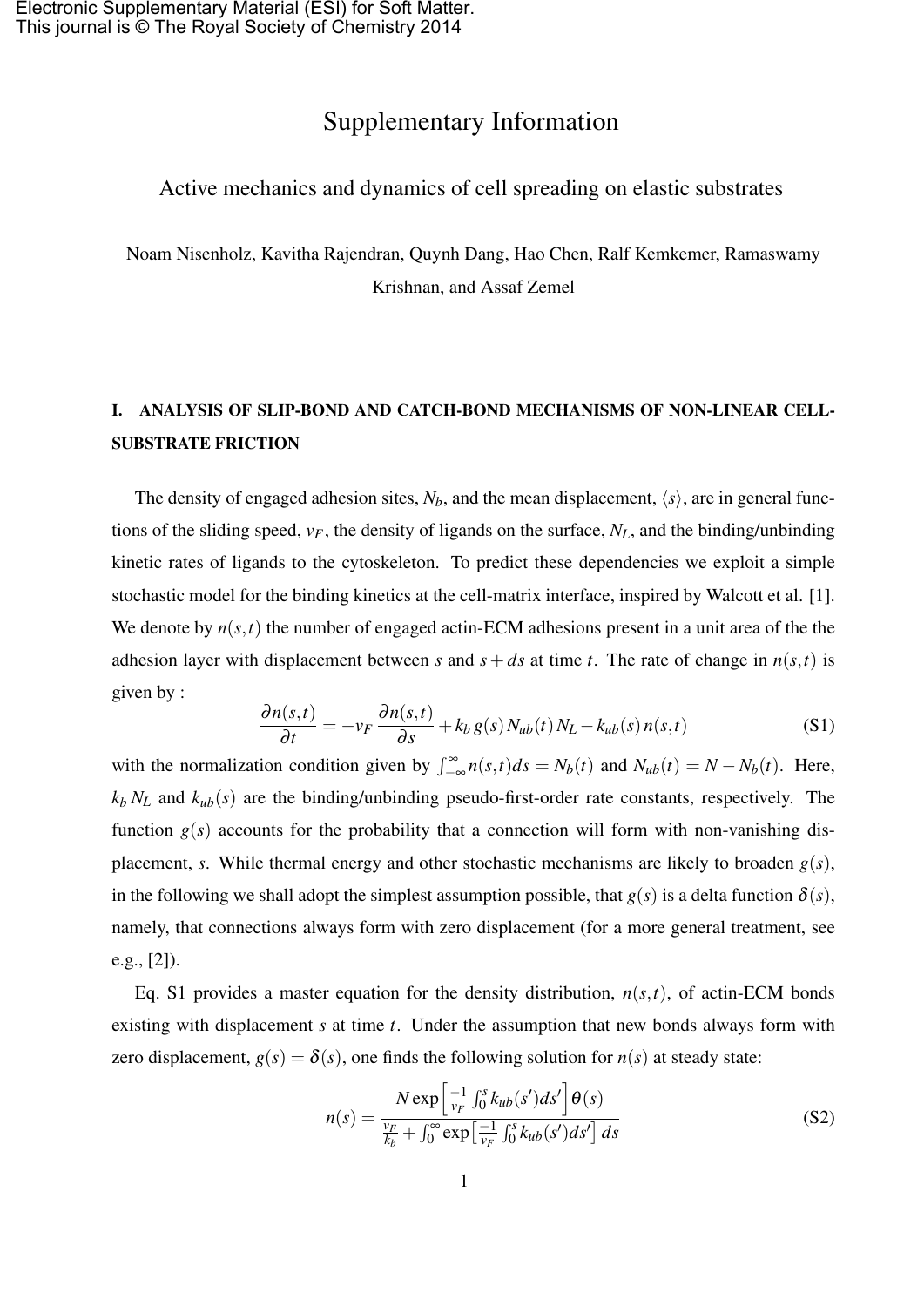Electronic Supplementary Material (ESI) for Soft Matter.
This journal is © The Royal Society of Chemistry 2014

# Supplementary Information

## Active mechanics and dynamics of cell spreading on elastic substrates

Noam Nisenholz, Kavitha Rajendran, Quynh Dang, Hao Chen, Ralf Kemkemer, Ramaswamy Krishnan, and Assaf Zemel

### I. ANALYSIS OF SLIP-BOND AND CATCH-BOND MECHANISMS OF NON-LINEAR CELL-SUBSTRATE FRICTION

The density of engaged adhesion sites, $N_b$, and the mean displacement, $\langle s \rangle$, are in general functions of the sliding speed, $v_F$, the density of ligands on the surface, $N_L$, and the binding/unbinding kinetic rates of ligands to the cytoskeleton. To predict these dependencies we exploit a simple stochastic model for the binding kinetics at the cell-matrix interface, inspired by Walcott et al. [1]. We denote by $n(s,t)$ the number of engaged actin-ECM adhesions present in a unit area of the the adhesion layer with displacement between $s$ and $s+ds$ at time $t$. The rate of change in $n(s,t)$ is given by :

$$\frac{\partial n(s,t)}{\partial t} = -v_F \frac{\partial n(s,t)}{\partial s} + k_b\, g(s)\, N_{ub}(t)\, N_L - k_{ub}(s)\, n(s,t) \tag{S1}$$

with the normalization condition given by $\int_{-\infty}^{\infty} n(s,t)ds = N_b(t)$ and $N_{ub}(t) = N - N_b(t)$. Here, $k_b N_L$ and $k_{ub}(s)$ are the binding/unbinding pseudo-first-order rate constants, respectively. The function $g(s)$ accounts for the probability that a connection will form with non-vanishing displacement, $s$. While thermal energy and other stochastic mechanisms are likely to broaden $g(s)$, in the following we shall adopt the simplest assumption possible, that $g(s)$ is a delta function $\delta(s)$, namely, that connections always form with zero displacement (for a more general treatment, see e.g., [2]).

Eq. S1 provides a master equation for the density distribution, $n(s,t)$, of actin-ECM bonds existing with displacement $s$ at time $t$. Under the assumption that new bonds always form with zero displacement, $g(s) = \delta(s)$, one finds the following solution for $n(s)$ at steady state:

$$n(s) = \frac{N \exp\left[\frac{-1}{v_F}\int_0^s k_{ub}(s')ds'\right]\theta(s)}{\frac{v_F}{k_b} + \int_0^\infty \exp\left[\frac{-1}{v_F}\int_0^s k_{ub}(s')ds'\right] ds} \tag{S2}$$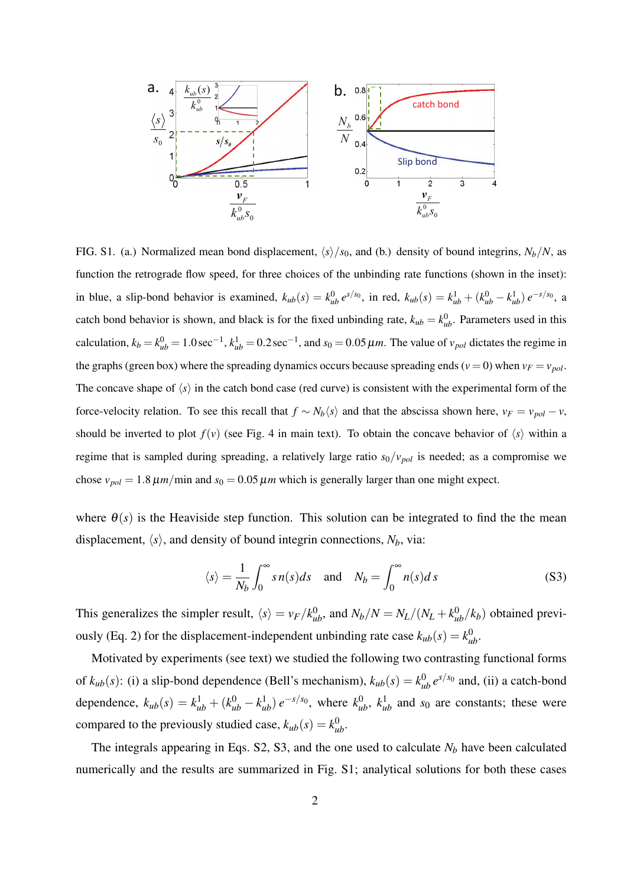FIG. S1. (a.) Normalized mean bond displacement, $\langle s \rangle / s_0$, and (b.) density of bound integrins, $N_b/N$, as function the retrograde flow speed, for three choices of the unbinding rate functions (shown in the inset): in blue, a slip-bond behavior is examined, $k_{ub}(s) = k_{ub}^0 \, e^{s/s_0}$, in red, $k_{ub}(s) = k_{ub}^1 + (k_{ub}^0 - k_{ub}^1) \, e^{-s/s_0}$, a catch bond behavior is shown, and black is for the fixed unbinding rate, $k_{ub} = k_{ub}^0$. Parameters used in this calculation, $k_b = k_{ub}^0 = 1.0 \, \text{sec}^{-1}$, $k_{ub}^1 = 0.2 \, \text{sec}^{-1}$, and $s_0 = 0.05 \, \mu m$. The value of $v_{pol}$ dictates the regime in the graphs (green box) where the spreading dynamics occurs because spreading ends ($v = 0$) when $v_F = v_{pol}$. The concave shape of $\langle s \rangle$ in the catch bond case (red curve) is consistent with the experimental form of the force-velocity relation. To see this recall that $f \sim N_b \langle s \rangle$ and that the abscissa shown here, $v_F = v_{pol} - v$, should be inverted to plot $f(v)$ (see Fig. 4 in main text). To obtain the concave behavior of $\langle s \rangle$ within a regime that is sampled during spreading, a relatively large ratio $s_0/v_{pol}$ is needed; as a compromise we chose $v_{pol} = 1.8 \, \mu m/\text{min}$ and $s_0 = 0.05 \, \mu m$ which is generally larger than one might expect.

where $\theta(s)$ is the Heaviside step function. This solution can be integrated to find the the mean displacement, $\langle s \rangle$, and density of bound integrin connections, $N_b$, via:

$$\langle s \rangle = \frac{1}{N_b} \int_0^\infty s \, n(s) ds \quad \text{and} \quad N_b = \int_0^\infty n(s) d\, s \tag{S3}$$

This generalizes the simpler result, $\langle s \rangle = v_F / k_{ub}^0$, and $N_b/N = N_L/(N_L + k_{ub}^0/k_b)$ obtained previously (Eq. 2) for the displacement-independent unbinding rate case $k_{ub}(s) = k_{ub}^0$.

Motivated by experiments (see text) we studied the following two contrasting functional forms of $k_{ub}(s)$: (i) a slip-bond dependence (Bell's mechanism), $k_{ub}(s) = k_{ub}^0 \, e^{s/s_0}$ and, (ii) a catch-bond dependence, $k_{ub}(s) = k_{ub}^1 + (k_{ub}^0 - k_{ub}^1) \, e^{-s/s_0}$, where $k_{ub}^0$, $k_{ub}^1$ and $s_0$ are constants; these were compared to the previously studied case, $k_{ub}(s) = k_{ub}^0$.

The integrals appearing in Eqs. S2, S3, and the one used to calculate $N_b$ have been calculated numerically and the results are summarized in Fig. S1; analytical solutions for both these cases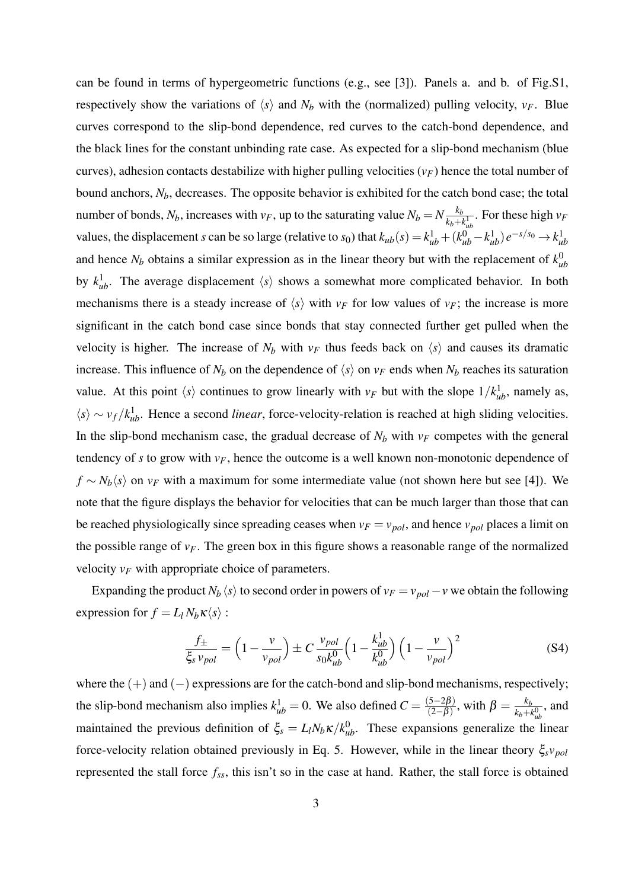can be found in terms of hypergeometric functions (e.g., see [3]). Panels a. and b. of Fig.S1, respectively show the variations of $\langle s \rangle$ and $N_b$ with the (normalized) pulling velocity, $v_F$. Blue curves correspond to the slip-bond dependence, red curves to the catch-bond dependence, and the black lines for the constant unbinding rate case. As expected for a slip-bond mechanism (blue curves), adhesion contacts destabilize with higher pulling velocities ($v_F$) hence the total number of bound anchors, $N_b$, decreases. The opposite behavior is exhibited for the catch bond case; the total number of bonds, $N_b$, increases with $v_F$, up to the saturating value $N_b = N\frac{k_b}{k_b+k_{ub}^1}$. For these high $v_F$ values, the displacement $s$ can be so large (relative to $s_0$) that $k_{ub}(s) = k_{ub}^1 + (k_{ub}^0 - k_{ub}^1)\, e^{-s/s_0} \to k_{ub}^1$ and hence $N_b$ obtains a similar expression as in the linear theory but with the replacement of $k_{ub}^0$ by $k_{ub}^1$. The average displacement $\langle s \rangle$ shows a somewhat more complicated behavior. In both mechanisms there is a steady increase of $\langle s \rangle$ with $v_F$ for low values of $v_F$; the increase is more significant in the catch bond case since bonds that stay connected further get pulled when the velocity is higher. The increase of $N_b$ with $v_F$ thus feeds back on $\langle s \rangle$ and causes its dramatic increase. This influence of $N_b$ on the dependence of $\langle s \rangle$ on $v_F$ ends when $N_b$ reaches its saturation value. At this point $\langle s \rangle$ continues to grow linearly with $v_F$ but with the slope $1/k_{ub}^1$, namely as, $\langle s \rangle \sim v_f / k_{ub}^1$. Hence a second *linear*, force-velocity-relation is reached at high sliding velocities. In the slip-bond mechanism case, the gradual decrease of $N_b$ with $v_F$ competes with the general tendency of $s$ to grow with $v_F$, hence the outcome is a well known non-monotonic dependence of $f \sim N_b \langle s \rangle$ on $v_F$ with a maximum for some intermediate value (not shown here but see [4]). We note that the figure displays the behavior for velocities that can be much larger than those that can be reached physiologically since spreading ceases when $v_F = v_{pol}$, and hence $v_{pol}$ places a limit on the possible range of $v_F$. The green box in this figure shows a reasonable range of the normalized velocity $v_F$ with appropriate choice of parameters.

Expanding the product $N_b \langle s \rangle$ to second order in powers of $v_F = v_{pol} - v$ we obtain the following expression for $f = L_l N_b \kappa \langle s \rangle$ :

$$\frac{f_{\pm}}{\xi_s\, v_{pol}} = \left(1 - \frac{v}{v_{pol}}\right) \pm C\, \frac{v_{pol}}{s_0 k_{ub}^0} \left(1 - \frac{k_{ub}^1}{k_{ub}^0}\right) \left(1 - \frac{v}{v_{pol}}\right)^2 \tag{S4}$$

where the $(+)$ and $(-)$ expressions are for the catch-bond and slip-bond mechanisms, respectively; the slip-bond mechanism also implies $k_{ub}^1 = 0$. We also defined $C = \frac{(5-2\beta)}{(2-\beta)}$, with $\beta = \frac{k_b}{k_b + k_{ub}^0}$, and maintained the previous definition of $\xi_s = L_l N_b \kappa / k_{ub}^0$. These expansions generalize the linear force-velocity relation obtained previously in Eq. 5. However, while in the linear theory $\xi_s v_{pol}$ represented the stall force $f_{ss}$, this isn't so in the case at hand. Rather, the stall force is obtained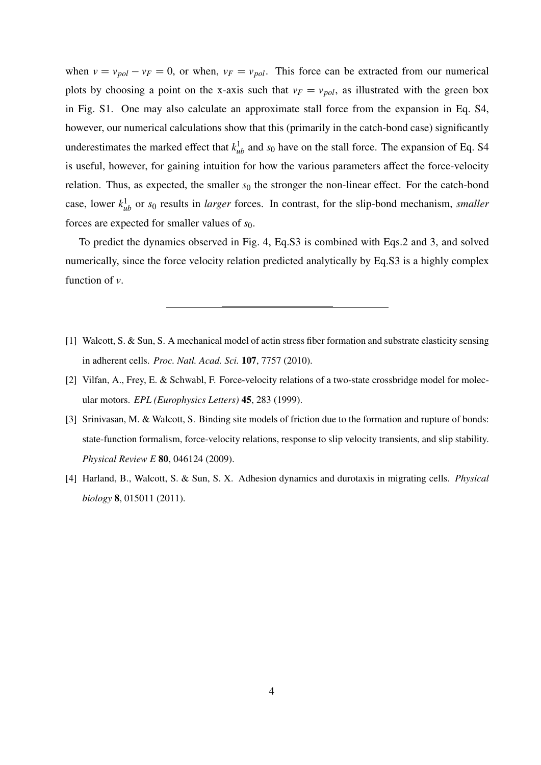when $v = v_{pol} - v_F = 0$, or when, $v_F = v_{pol}$. This force can be extracted from our numerical plots by choosing a point on the x-axis such that $v_F = v_{pol}$, as illustrated with the green box in Fig. S1. One may also calculate an approximate stall force from the expansion in Eq. S4, however, our numerical calculations show that this (primarily in the catch-bond case) significantly underestimates the marked effect that $k_{ub}^1$ and $s_0$ have on the stall force. The expansion of Eq. S4 is useful, however, for gaining intuition for how the various parameters affect the force-velocity relation. Thus, as expected, the smaller $s_0$ the stronger the non-linear effect. For the catch-bond case, lower $k_{ub}^1$ or $s_0$ results in *larger* forces. In contrast, for the slip-bond mechanism, *smaller* forces are expected for smaller values of $s_0$.

To predict the dynamics observed in Fig. 4, Eq.S3 is combined with Eqs.2 and 3, and solved numerically, since the force velocity relation predicted analytically by Eq.S3 is a highly complex function of $v$.

---

[1] Walcott, S. & Sun, S. A mechanical model of actin stress fiber formation and substrate elasticity sensing in adherent cells. *Proc. Natl. Acad. Sci.* **107**, 7757 (2010).

[2] Vilfan, A., Frey, E. & Schwabl, F. Force-velocity relations of a two-state crossbridge model for molecular motors. *EPL (Europhysics Letters)* **45**, 283 (1999).

[3] Srinivasan, M. & Walcott, S. Binding site models of friction due to the formation and rupture of bonds: state-function formalism, force-velocity relations, response to slip velocity transients, and slip stability. *Physical Review E* **80**, 046124 (2009).

[4] Harland, B., Walcott, S. & Sun, S. X. Adhesion dynamics and durotaxis in migrating cells. *Physical biology* **8**, 015011 (2011).